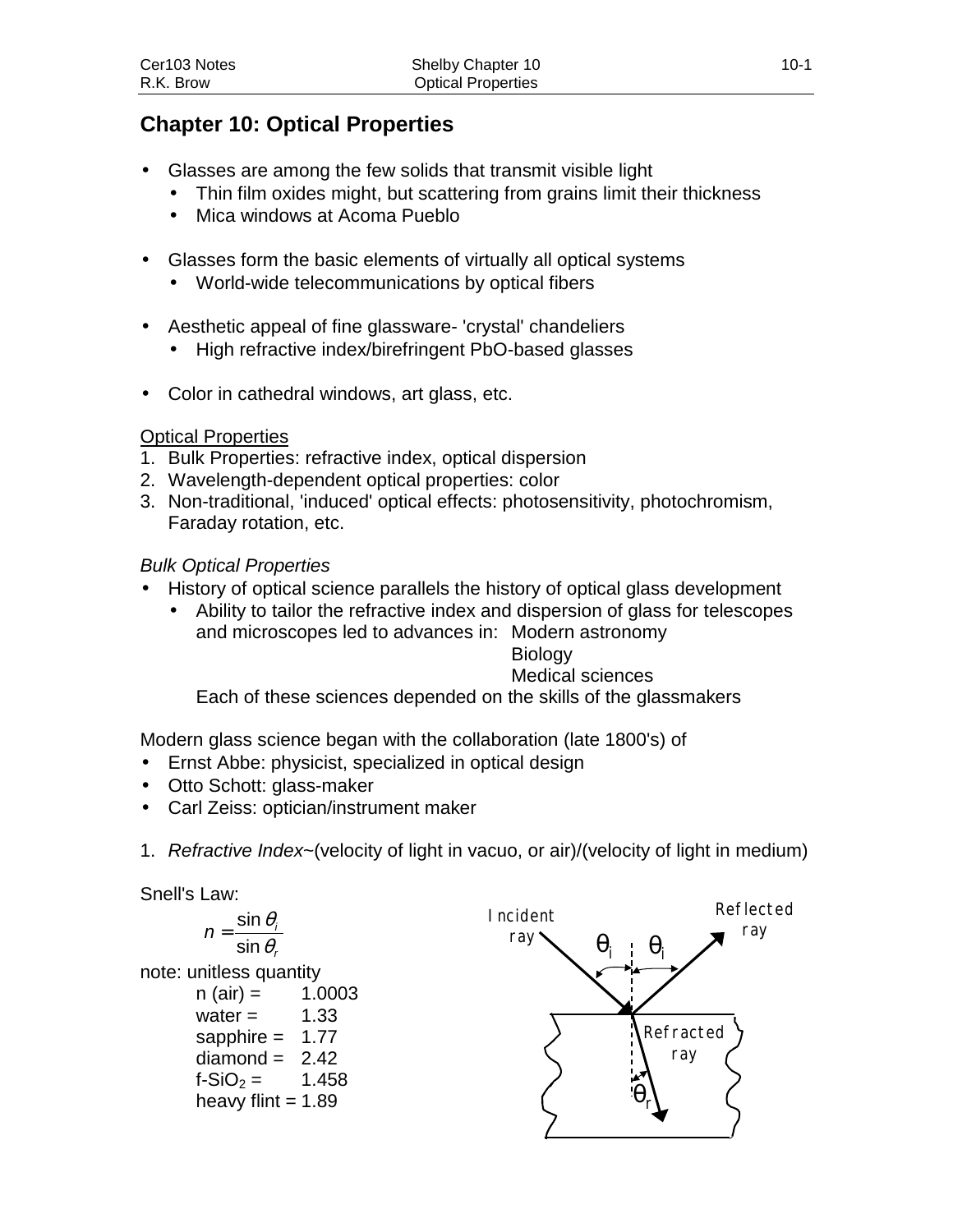# Chapter 10: Optical Properties

- Glasses are among the few solids that transmit visible light
  - Thin film oxides might, but scattering from grains limit their thickness
  - Mica windows at Acoma Pueblo

- Glasses form the basic elements of virtually all optical systems
  - World-wide telecommunications by optical fibers

- Aesthetic appeal of fine glassware- 'crystal' chandeliers
  - High refractive index/birefringent PbO-based glasses

- Color in cathedral windows, art glass, etc.

<u>Optical Properties</u>

1. Bulk Properties: refractive index, optical dispersion
2. Wavelength-dependent optical properties: color
3. Non-traditional, 'induced' optical effects: photosensitivity, photochromism, Faraday rotation, etc.

*Bulk Optical Properties*

- History of optical science parallels the history of optical glass development
  - Ability to tailor the refractive index and dispersion of glass for telescopes and microscopes led to advances in: Modern astronomy, Biology, Medical sciences

    Each of these sciences depended on the skills of the glassmakers

Modern glass science began with the collaboration (late 1800's) of

- Ernst Abbe: physicist, specialized in optical design
- Otto Schott: glass-maker
- Carl Zeiss: optician/instrument maker

1. *Refractive Index*~(velocity of light in vacuo, or air)/(velocity of light in medium)

Snell's Law:

$$n = \frac{\sin \theta_i}{\sin \theta_r}$$

note: unitless quantity

n (air) = 1.0003
water = 1.33
sapphire = 1.77
diamond = 2.42
f-$SiO_2$ = 1.458
heavy flint = 1.89

Incident ray — $\theta_i$ | $\theta_i$ — Reflected ray; Refracted ray — $\theta_r$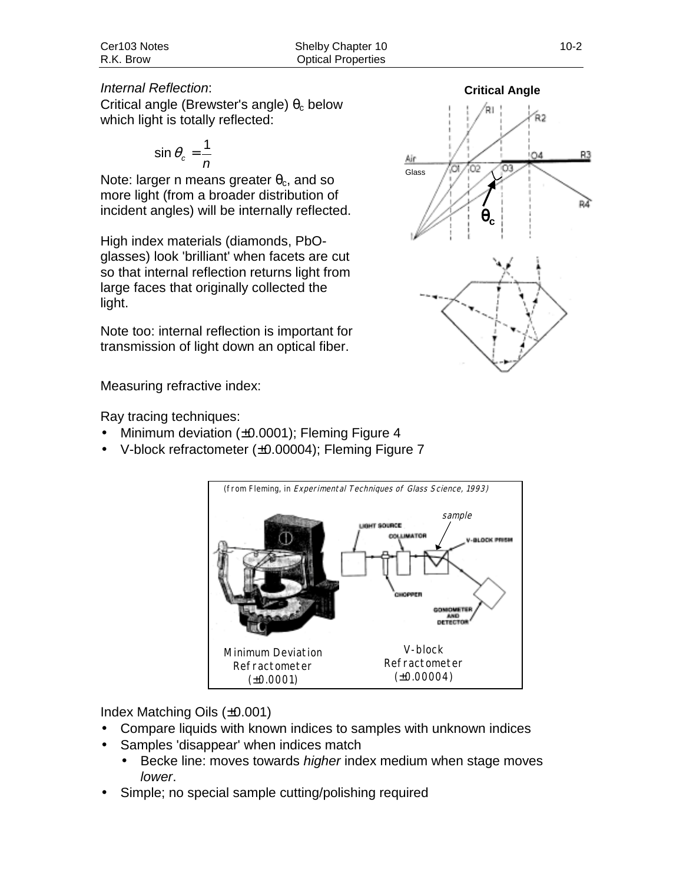*Internal Reflection*:

Critical angle (Brewster's angle) $\theta_c$ below which light is totally reflected:

$$\sin\theta_c = \frac{1}{n}$$

Note: larger n means greater $\theta_c$, and so more light (from a broader distribution of incident angles) will be internally reflected.

High index materials (diamonds, PbO-glasses) look 'brilliant' when facets are cut so that internal reflection returns light from large faces that originally collected the light.

Note too: internal reflection is important for transmission of light down an optical fiber.

**Critical Angle**

Measuring refractive index:

Ray tracing techniques:

- Minimum deviation (±0.0001); Fleming Figure 4
- V-block refractometer (±0.00004); Fleming Figure 7

(from Fleming, in *Experimental Techniques of Glass Science, 1993*)

Minimum Deviation Refractometer (±0.0001)

V-block Refractometer (±0.00004)

Index Matching Oils (±0.001)

- Compare liquids with known indices to samples with unknown indices
- Samples 'disappear' when indices match
  - Becke line: moves towards *higher* index medium when stage moves *lower*.
- Simple; no special sample cutting/polishing required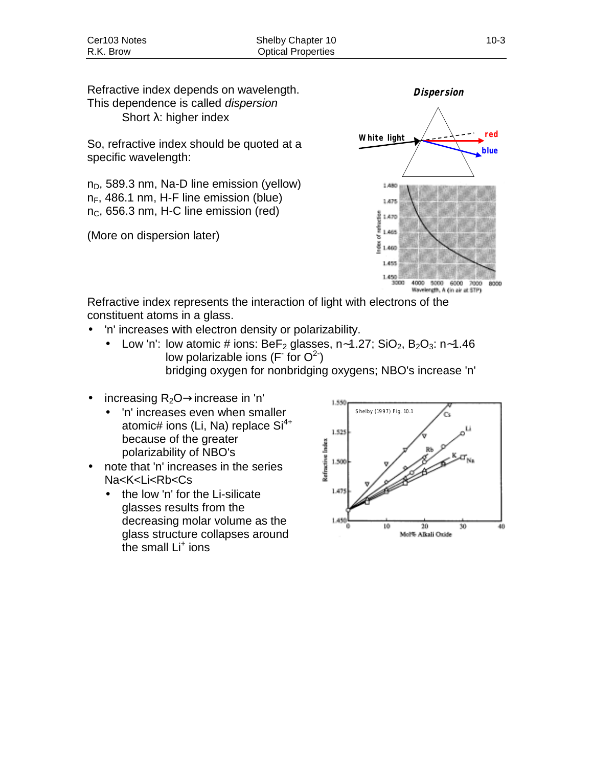Refractive index depends on wavelength. This dependence is called *dispersion*

Short λ: higher index

So, refractive index should be quoted at a specific wavelength:

$n_D$, 589.3 nm, Na-D line emission (yellow)
$n_F$, 486.1 nm, H-F line emission (blue)
$n_C$, 656.3 nm, H-C line emission (red)

(More on dispersion later)

Refractive index represents the interaction of light with electrons of the constituent atoms in a glass.

- 'n' increases with electron density or polarizability.
  - Low 'n': low atomic # ions: $BeF_2$ glasses, n~1.27; $SiO_2$, $B_2O_3$: n~1.46
    low polarizable ions ($F^-$ for $O^{2-}$)
    bridging oxygen for nonbridging oxygens; NBO's increase 'n'

- increasing $R_2O$ → increase in 'n'
  - 'n' increases even when smaller atomic# ions (Li, Na) replace $Si^{4+}$ because of the greater polarizability of NBO's
- note that 'n' increases in the series Na<K<Li<Rb<Cs
  - the low 'n' for the Li-silicate glasses results from the decreasing molar volume as the glass structure collapses around the small $Li^+$ ions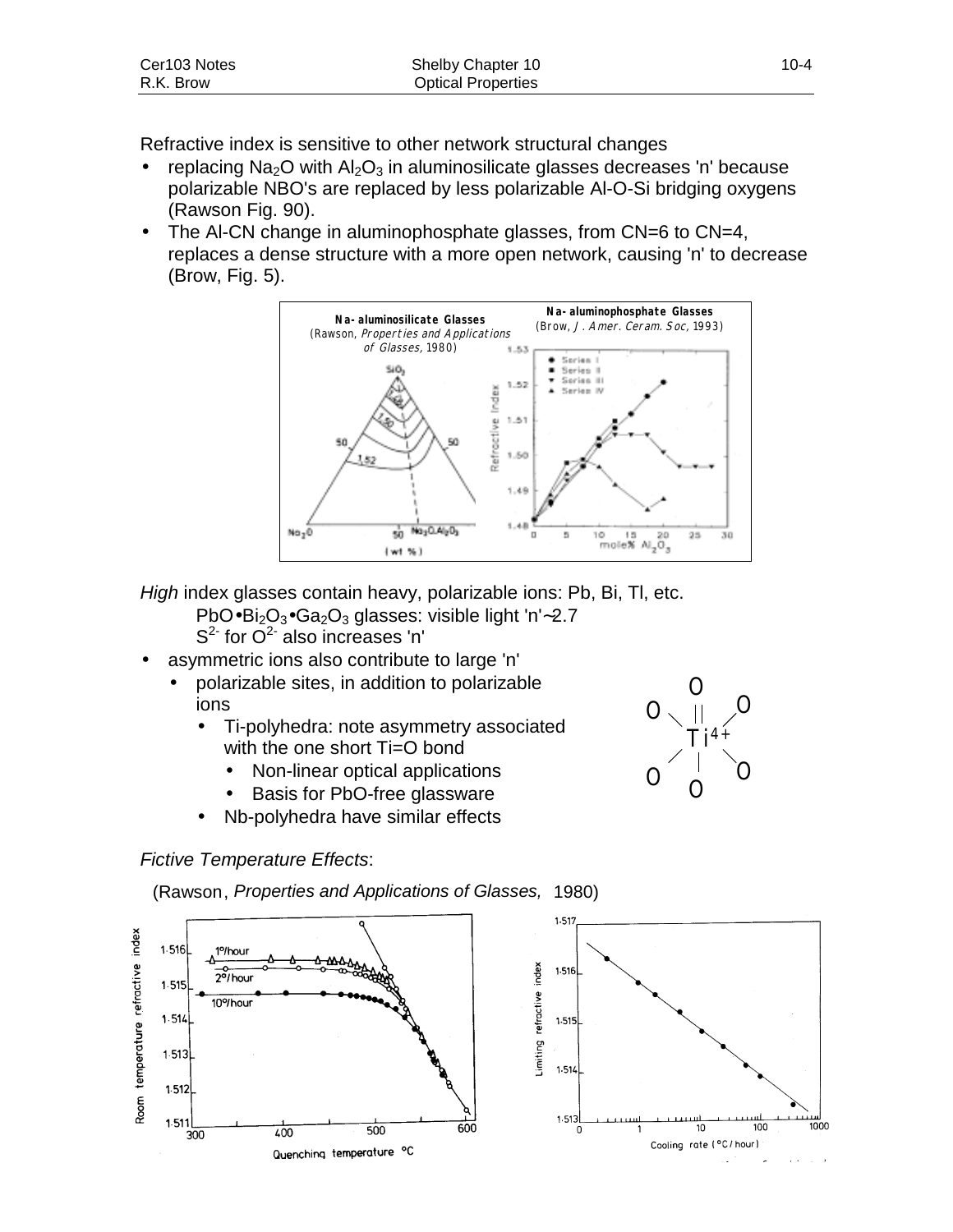Refractive index is sensitive to other network structural changes

- replacing $Na_2O$ with $Al_2O_3$ in aluminosilicate glasses decreases 'n' because polarizable NBO's are replaced by less polarizable Al-O-Si bridging oxygens (Rawson Fig. 90).
- The Al-CN change in aluminophosphate glasses, from CN=6 to CN=4, replaces a dense structure with a more open network, causing 'n' to decrease (Brow, Fig. 5).

*High* index glasses contain heavy, polarizable ions: Pb, Bi, Tl, etc.

$PbO \bullet Bi_2O_3 \bullet Ga_2O_3$ glasses: visible light 'n'~2.7

$S^{2-}$ for $O^{2-}$ also increases 'n'

- asymmetric ions also contribute to large 'n'
  - polarizable sites, in addition to polarizable ions
    - Ti-polyhedra: note asymmetry associated with the one short Ti=O bond
      - Non-linear optical applications
      - Basis for PbO-free glassware
    - Nb-polyhedra have similar effects

*Fictive Temperature Effects*:

(Rawson, *Properties and Applications of Glasses,* 1980)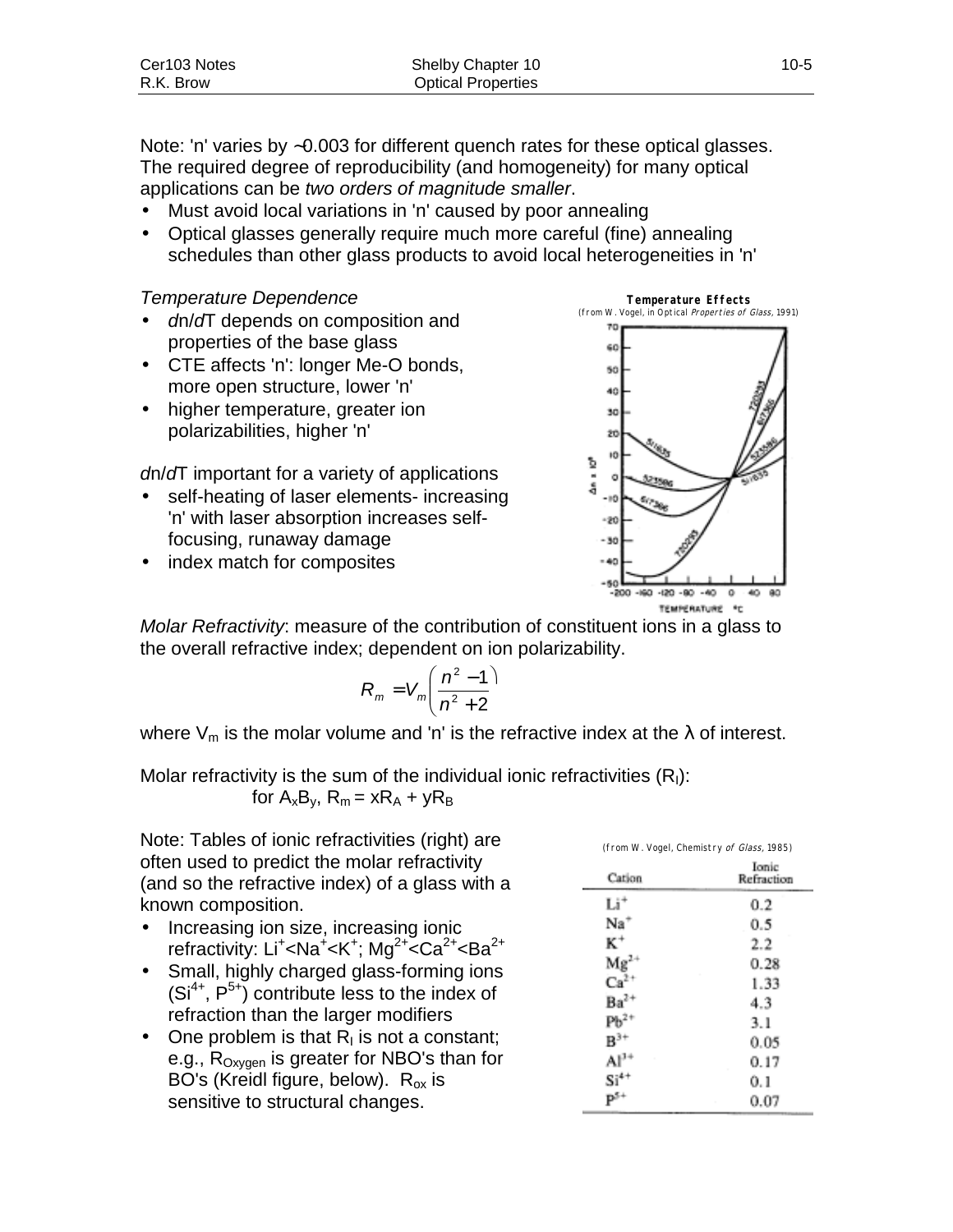Note: 'n' varies by ~0.003 for different quench rates for these optical glasses. The required degree of reproducibility (and homogeneity) for many optical applications can be *two orders of magnitude smaller*.

- Must avoid local variations in 'n' caused by poor annealing
- Optical glasses generally require much more careful (fine) annealing schedules than other glass products to avoid local heterogeneities in 'n'

*Temperature Dependence*

- *d*n/*d*T depends on composition and properties of the base glass
- CTE affects 'n': longer Me-O bonds, more open structure, lower 'n'
- higher temperature, greater ion polarizabilities, higher 'n'

*d*n/*d*T important for a variety of applications

- self-heating of laser elements- increasing 'n' with laser absorption increases self-focusing, runaway damage
- index match for composites

**Temperature Effects**
(from W. Vogel, in Optical *Properties of Glass*, 1991)

*Molar Refractivity*: measure of the contribution of constituent ions in a glass to the overall refractive index; dependent on ion polarizability.

$$R_m = V_m\left(\frac{n^2-1}{n^2+2}\right)$$

where $V_m$ is the molar volume and 'n' is the refractive index at the λ of interest.

Molar refractivity is the sum of the individual ionic refractivities ($R_I$):

for $A_xB_y$, $R_m = xR_A + yR_B$

Note: Tables of ionic refractivities (right) are often used to predict the molar refractivity (and so the refractive index) of a glass with a known composition.

- Increasing ion size, increasing ionic refractivity: $Li^+ < Na^+ < K^+$; $Mg^{2+} < Ca^{2+} < Ba^{2+}$
- Small, highly charged glass-forming ions ($Si^{4+}$, $P^{5+}$) contribute less to the index of refraction than the larger modifiers
- One problem is that $R_I$ is not a constant; e.g., $R_{Oxygen}$ is greater for NBO's than for BO's (Kreidl figure, below). $R_{ox}$ is sensitive to structural changes.

(from W. Vogel, Chemistry *of Glass*, 1985)

| Cation | Ionic Refraction |
|---|---|
| $Li^+$ | 0.2 |
| $Na^+$ | 0.5 |
| $K^+$ | 2.2 |
| $Mg^{2+}$ | 0.28 |
| $Ca^{2+}$ | 1.33 |
| $Ba^{2+}$ | 4.3 |
| $Pb^{2+}$ | 3.1 |
| $B^{3+}$ | 0.05 |
| $Al^{3+}$ | 0.17 |
| $Si^{4+}$ | 0.1 |
| $P^{5+}$ | 0.07 |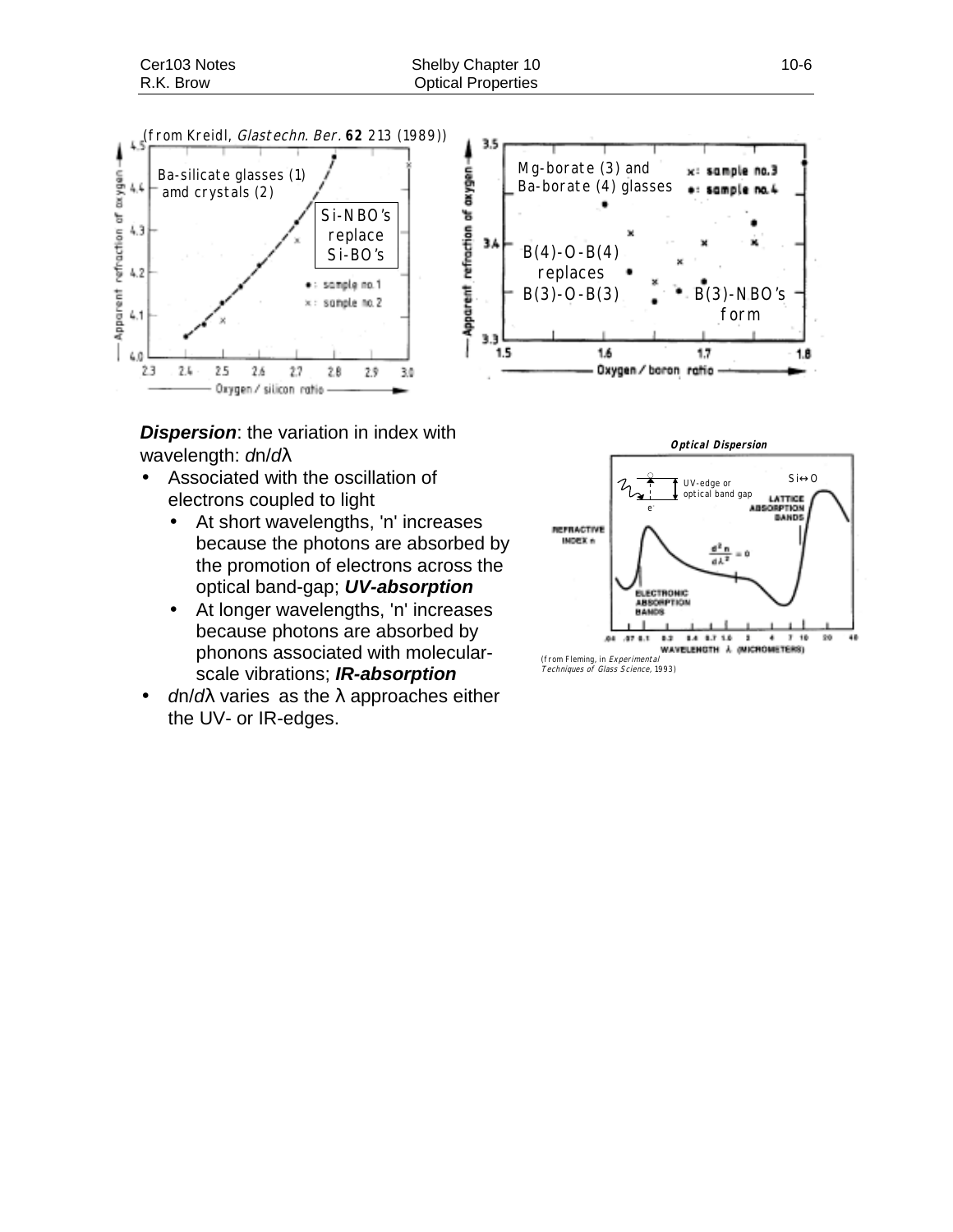(from Kreidl, *Glastechn. Ber.* **62** 213 (1989))

**Dispersion**: the variation in index with wavelength: $dn/d\lambda$

- Associated with the oscillation of electrons coupled to light
  - At short wavelengths, 'n' increases because the photons are absorbed by the promotion of electrons across the optical band-gap; ***UV-absorption***
  - At longer wavelengths, 'n' increases because photons are absorbed by phonons associated with molecular-scale vibrations; ***IR-absorption***
- $dn/d\lambda$ varies as the $\lambda$ approaches either the UV- or IR-edges.

(from Fleming, in *Experimental Techniques of Glass Science*, 1993)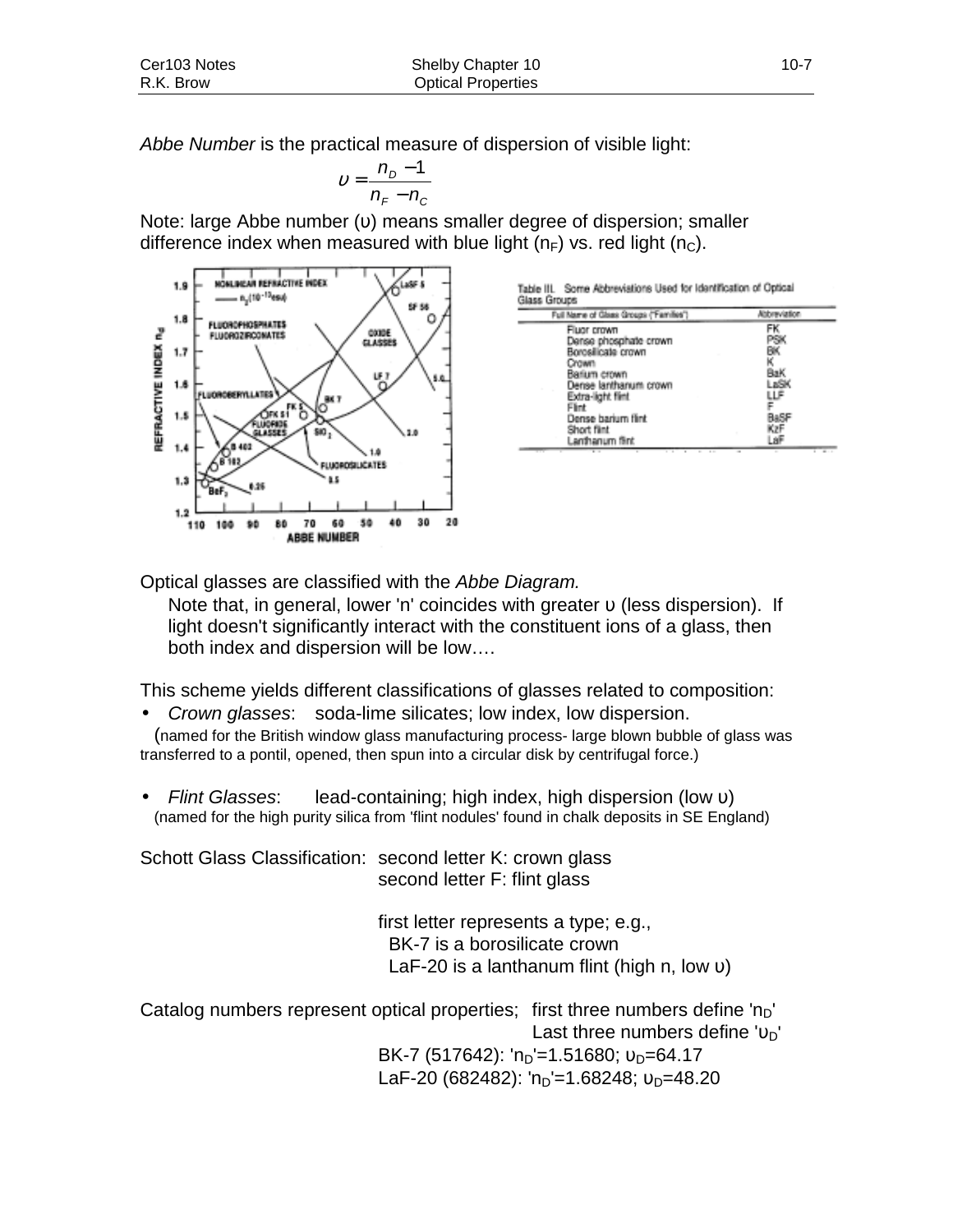*Abbe Number* is the practical measure of dispersion of visible light:

$$\upsilon = \frac{n_D - 1}{n_F - n_C}$$

Note: large Abbe number ($\upsilon$) means smaller degree of dispersion; smaller difference index when measured with blue light ($n_F$) vs. red light ($n_C$).

Table III. Some Abbreviations Used for Identification of Optical Glass Groups

| Full Name of Glass Groups ("Families") | Abbreviation |
|---|---|
| Fluor crown | FK |
| Dense phosphate crown | PSK |
| Borosilicate crown | BK |
| Crown | K |
| Barium crown | BaK |
| Dense lanthanum crown | LaSK |
| Extra-light flint | LLF |
| Flint | F |
| Dense barium flint | BaSF |
| Short flint | KzF |
| Lanthanum flint | LaF |

Optical glasses are classified with the *Abbe Diagram.*

Note that, in general, lower 'n' coincides with greater $\upsilon$ (less dispersion). If light doesn't significantly interact with the constituent ions of a glass, then both index and dispersion will be low….

This scheme yields different classifications of glasses related to composition:

- *Crown glasses*: soda-lime silicates; low index, low dispersion.
  (named for the British window glass manufacturing process- large blown bubble of glass was transferred to a pontil, opened, then spun into a circular disk by centrifugal force.)

- *Flint Glasses*: lead-containing; high index, high dispersion (low $\upsilon$)
  (named for the high purity silica from 'flint nodules' found in chalk deposits in SE England)

Schott Glass Classification: second letter K: crown glass
second letter F: flint glass

first letter represents a type; e.g.,
BK-7 is a borosilicate crown
LaF-20 is a lanthanum flint (high n, low $\upsilon$)

Catalog numbers represent optical properties; first three numbers define '$n_D$'
Last three numbers define '$\upsilon_D$'

BK-7 (517642): '$n_D$'=1.51680; $\upsilon_D$=64.17

LaF-20 (682482): '$n_D$'=1.68248; $\upsilon_D$=48.20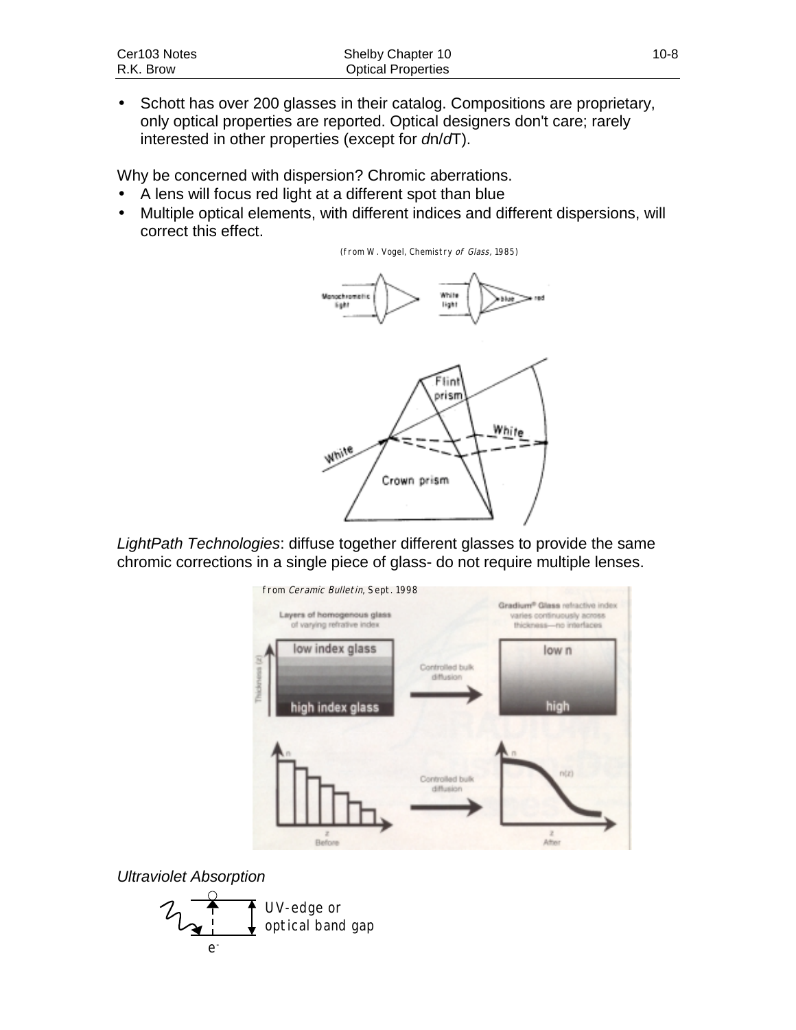- Schott has over 200 glasses in their catalog. Compositions are proprietary, only optical properties are reported. Optical designers don't care; rarely interested in other properties (except for *d*n/*d*T).

Why be concerned with dispersion? Chromic aberrations.

- A lens will focus red light at a different spot than blue
- Multiple optical elements, with different indices and different dispersions, will correct this effect.

(from W. Vogel, Chemistry *of Glass*, 1985)

*LightPath Technologies*: diffuse together different glasses to provide the same chromic corrections in a single piece of glass- do not require multiple lenses.

from *Ceramic Bulletin*, Sept. 1998

*Ultraviolet Absorption*

UV-edge or optical band gap

$e^-$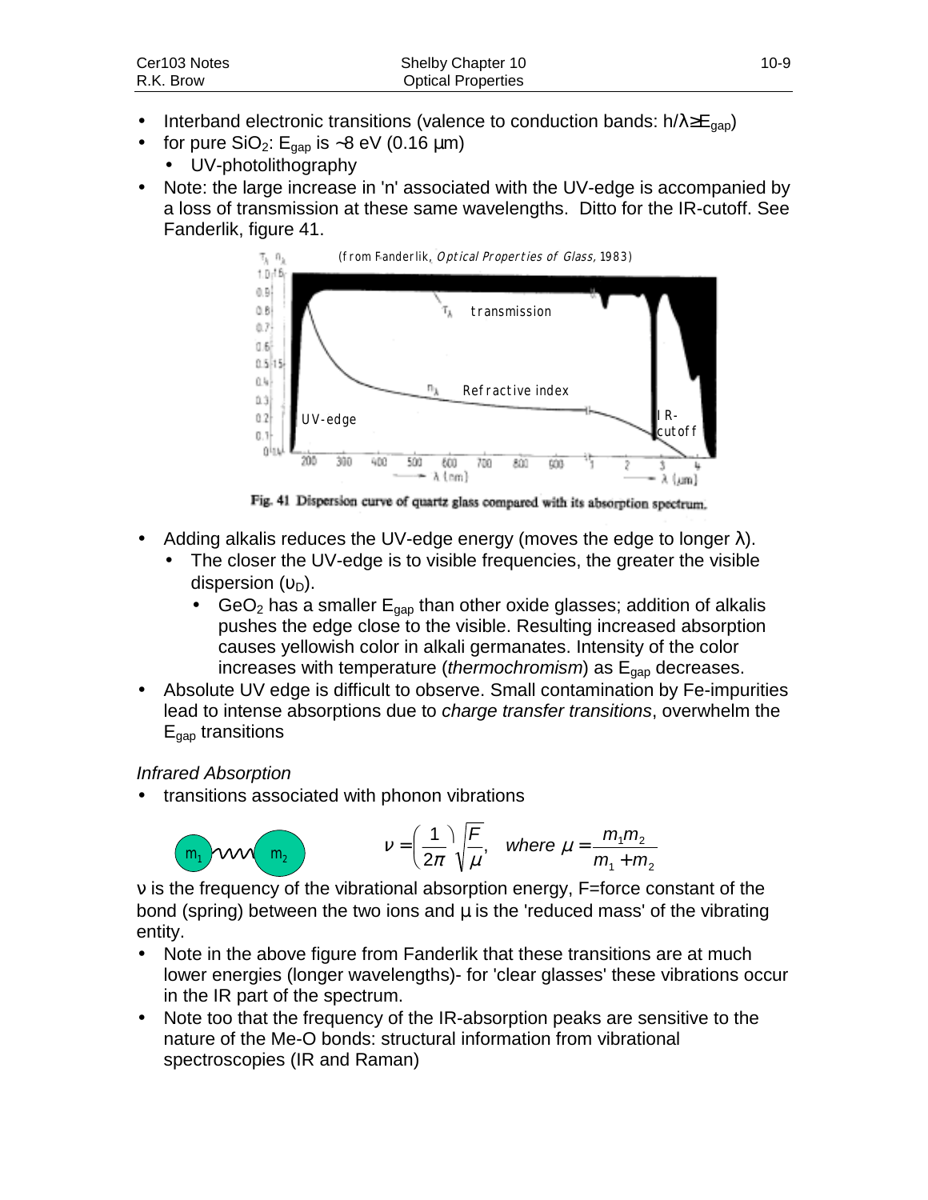- Interband electronic transitions (valence to conduction bands: $h/\lambda \geq E_{gap}$)
- for pure $SiO_2$: $E_{gap}$ is ~8 eV (0.16 µm)
  - UV-photolithography
- Note: the large increase in 'n' associated with the UV-edge is accompanied by a loss of transmission at these same wavelengths. Ditto for the IR-cutoff. See Fanderlik, figure 41.

(from Fanderlik, *Optical Properties of Glass*, 1983)

Fig. 41 Dispersion curve of quartz glass compared with its absorption spectrum.

- Adding alkalis reduces the UV-edge energy (moves the edge to longer λ).
  - The closer the UV-edge is to visible frequencies, the greater the visible dispersion ($\upsilon_D$).
    - $GeO_2$ has a smaller $E_{gap}$ than other oxide glasses; addition of alkalis pushes the edge close to the visible. Resulting increased absorption causes yellowish color in alkali germanates. Intensity of the color increases with temperature (*thermochromism*) as $E_{gap}$ decreases.
- Absolute UV edge is difficult to observe. Small contamination by Fe-impurities lead to intense absorptions due to *charge transfer transitions*, overwhelm the $E_{gap}$ transitions

*Infrared Absorption*

- transitions associated with phonon vibrations

$$\nu = \left(\frac{1}{2\pi}\right)\sqrt{\frac{F}{\mu}}, \quad where\ \mu = \frac{m_1 m_2}{m_1 + m_2}$$

ν is the frequency of the vibrational absorption energy, F=force constant of the bond (spring) between the two ions and µ is the 'reduced mass' of the vibrating entity.

- Note in the above figure from Fanderlik that these transitions are at much lower energies (longer wavelengths)- for 'clear glasses' these vibrations occur in the IR part of the spectrum.
- Note too that the frequency of the IR-absorption peaks are sensitive to the nature of the Me-O bonds: structural information from vibrational spectroscopies (IR and Raman)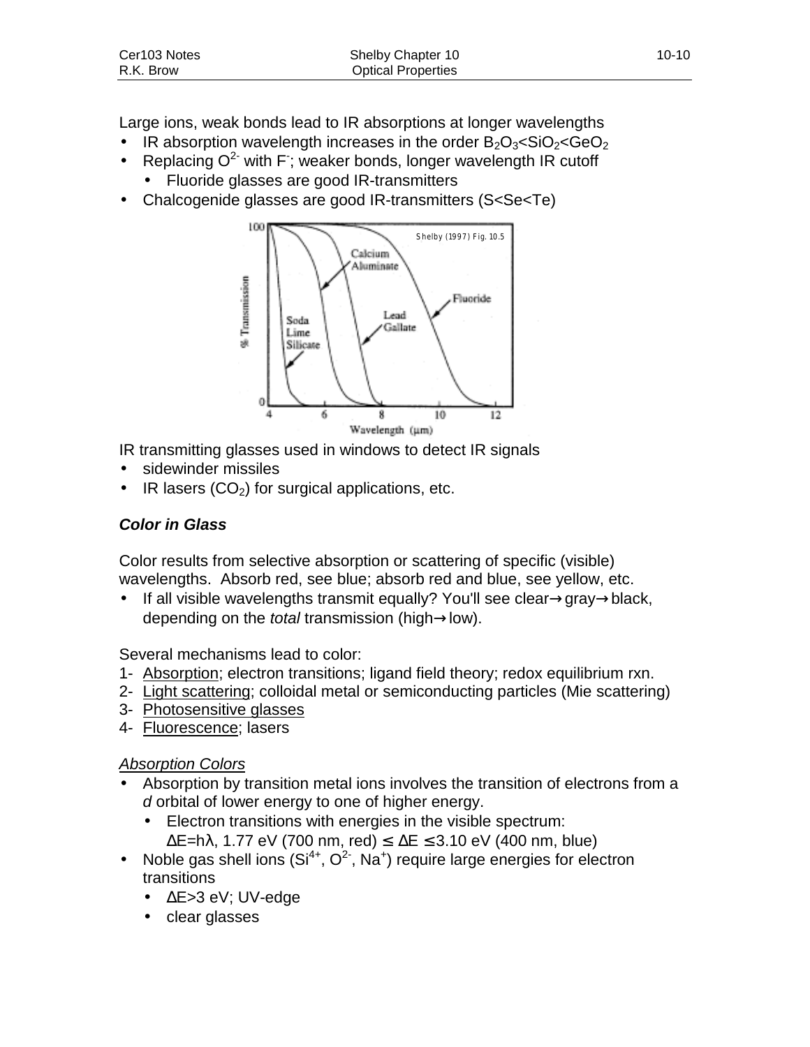Large ions, weak bonds lead to IR absorptions at longer wavelengths

- IR absorption wavelength increases in the order $B_2O_3$<$SiO_2$<$GeO_2$
- Replacing $O^{2-}$ with $F^-$; weaker bonds, longer wavelength IR cutoff
  - Fluoride glasses are good IR-transmitters
- Chalcogenide glasses are good IR-transmitters (S<Se<Te)

Shelby (1997) Fig. 10.5

IR transmitting glasses used in windows to detect IR signals

- sidewinder missiles
- IR lasers ($CO_2$) for surgical applications, etc.

### *Color in Glass*

Color results from selective absorption or scattering of specific (visible) wavelengths. Absorb red, see blue; absorb red and blue, see yellow, etc.

- If all visible wavelengths transmit equally? You'll see clear→gray→black, depending on the *total* transmission (high→low).

Several mechanisms lead to color:

1- Absorption; electron transitions; ligand field theory; redox equilibrium rxn.
2- Light scattering; colloidal metal or semiconducting particles (Mie scattering)
3- Photosensitive glasses
4- Fluorescence; lasers

*Absorption Colors*

- Absorption by transition metal ions involves the transition of electrons from a *d* orbital of lower energy to one of higher energy.
  - Electron transitions with energies in the visible spectrum: $\Delta E=h\lambda$, 1.77 eV (700 nm, red) $\leq \Delta E \leq$ 3.10 eV (400 nm, blue)
- Noble gas shell ions ($Si^{4+}$, $O^{2-}$, $Na^{+}$) require large energies for electron transitions
  - $\Delta E$>3 eV; UV-edge
  - clear glasses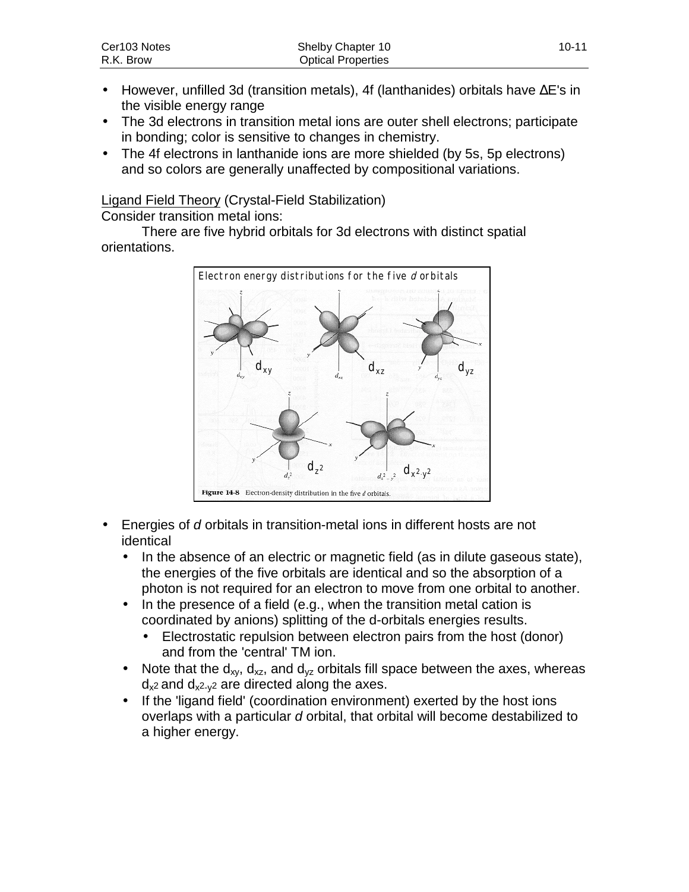- However, unfilled 3d (transition metals), 4f (lanthanides) orbitals have ΔE's in the visible energy range
- The 3d electrons in transition metal ions are outer shell electrons; participate in bonding; color is sensitive to changes in chemistry.
- The 4f electrons in lanthanide ions are more shielded (by 5s, 5p electrons) and so colors are generally unaffected by compositional variations.

<u>Ligand Field Theory</u> (Crystal-Field Stabilization)
Consider transition metal ions:

There are five hybrid orbitals for 3d electrons with distinct spatial orientations.

Electron energy distributions for the five *d* orbitals

$d_{xy}$ $d_{xz}$ $d_{yz}$ $d_{z^2}$ $d_{x^2-y^2}$

**Figure 14-8** Electron-density distribution in the five *d* orbitals.

- Energies of *d* orbitals in transition-metal ions in different hosts are not identical
  - In the absence of an electric or magnetic field (as in dilute gaseous state), the energies of the five orbitals are identical and so the absorption of a photon is not required for an electron to move from one orbital to another.
  - In the presence of a field (e.g., when the transition metal cation is coordinated by anions) splitting of the d-orbitals energies results.
    - Electrostatic repulsion between electron pairs from the host (donor) and from the 'central' TM ion.
  - Note that the $d_{xy}$, $d_{xz}$, and $d_{yz}$ orbitals fill space between the axes, whereas $d_{x^2}$ and $d_{x^2-y^2}$ are directed along the axes.
  - If the 'ligand field' (coordination environment) exerted by the host ions overlaps with a particular *d* orbital, that orbital will become destabilized to a higher energy.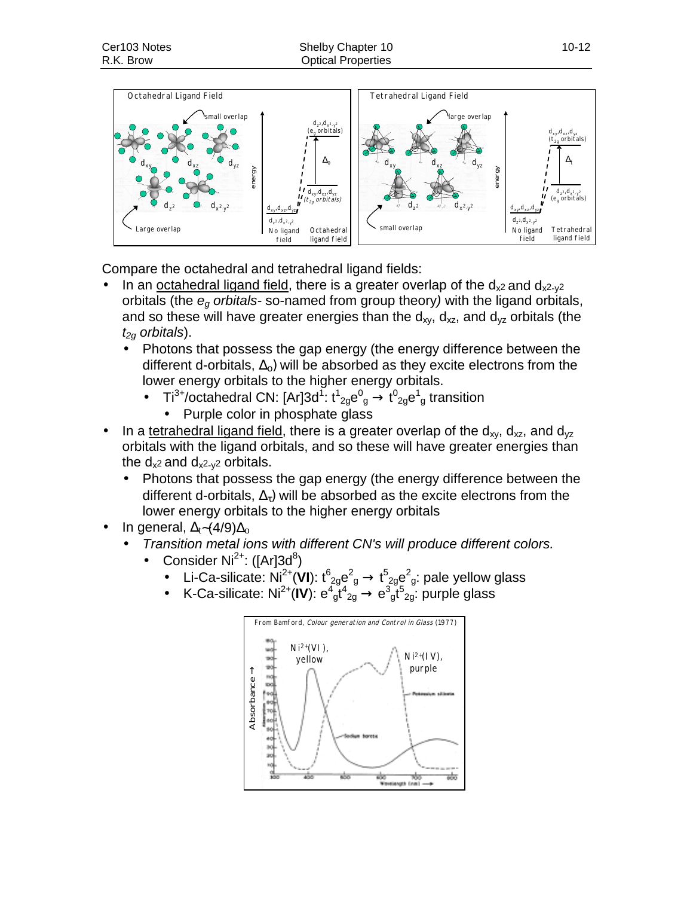Compare the octahedral and tetrahedral ligand fields:

- In an <u>octahedral ligand field</u>, there is a greater overlap of the $d_{x^2}$ and $d_{x^2-y^2}$ orbitals (the *$e_g$ orbitals*- so-named from group theory) with the ligand orbitals, and so these will have greater energies than the $d_{xy}$, $d_{xz}$, and $d_{yz}$ orbitals (the *$t_{2g}$ orbitals*).
  - Photons that possess the gap energy (the energy difference between the different d-orbitals, $\Delta_o$) will be absorbed as they excite electrons from the lower energy orbitals to the higher energy orbitals.
    - $Ti^{3+}$/octahedral CN: $[Ar]3d^1$: $t^1_{2g}e^0_g \rightarrow t^0_{2g}e^1_g$ transition
      - Purple color in phosphate glass
- In a <u>tetrahedral ligand field</u>, there is a greater overlap of the $d_{xy}$, $d_{xz}$, and $d_{yz}$ orbitals with the ligand orbitals, and so these will have greater energies than the $d_{x^2}$ and $d_{x^2-y^2}$ orbitals.
  - Photons that possess the gap energy (the energy difference between the different d-orbitals, $\Delta_T$) will be absorbed as the excite electrons from the lower energy orbitals to the higher energy orbitals
- In general, $\Delta_t \sim (4/9)\Delta_o$
  - *Transition metal ions with different CN's will produce different colors.*
    - Consider $Ni^{2+}$: ($[Ar]3d^8$)
      - Li-Ca-silicate: $Ni^{2+}$(**VI**): $t^6_{2g}e^2_g \rightarrow t^5_{2g}e^2_g$: pale yellow glass
      - K-Ca-silicate: $Ni^{2+}$(**IV**): $e^4_g t^4_{2g} \rightarrow e^3_g t^5_{2g}$: purple glass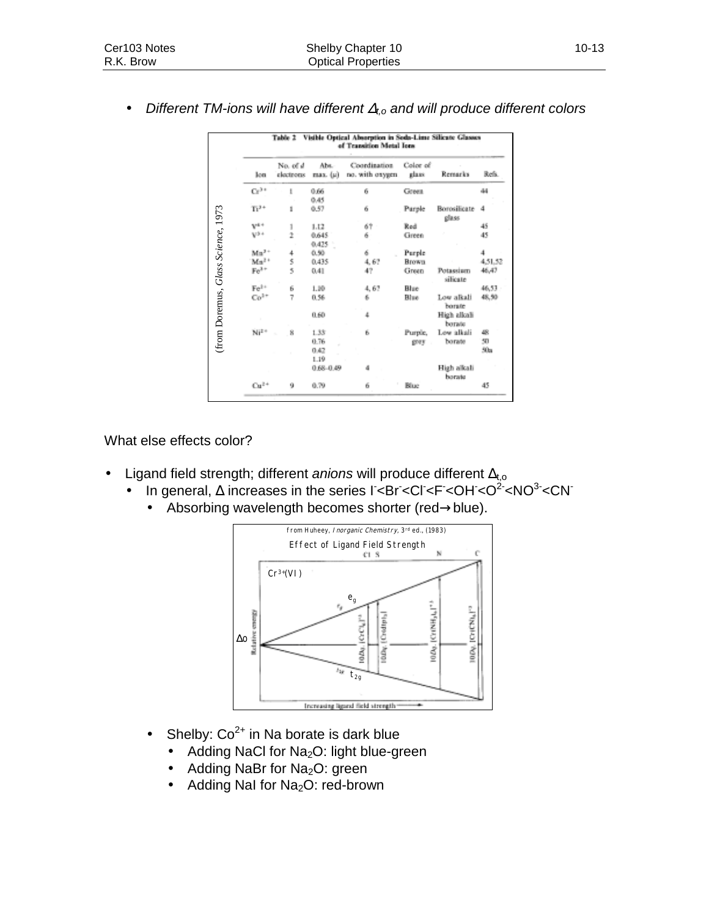- *Different TM-ions will have different $\Delta_{t,o}$ and will produce different colors*

**Table 2 Visible Optical Absorption in Soda-Lime Silicate Glasses of Transition Metal Ions**

(from Doremus, *Glass Science*, 1973)

| Ion | No. of d electrons | Abs. max. (μ) | Coordination no. with oxygen | Color of glass | Remarks | Refs. |
|---|---|---|---|---|---|---|
| $Cr^{3+}$ | 1 | 0.66 | 6 | Green | | 44 |
| | | 0.45 | | | | |
| $Ti^{3+}$ | 1 | 0.57 | 6 | Purple | Borosilicate glass | 4 |
| $V^{4+}$ | 1 | 1.12 | 6? | Red | | 45 |
| $V^{3+}$ | 2 | 0.645 | 6 | Green | | 45 |
| | | 0.425 | | | | |
| $Mn^{3+}$ | 4 | 0.50 | 6 | Purple | | 4 |
| $Mn^{2+}$ | 5 | 0.435 | 4, 6? | Brown | | 4,51,52 |
| $Fe^{3+}$ | 5 | 0.41 | 4? | Green | Potassium silicate | 46,47 |
| $Fe^{2+}$ | 6 | 1.10 | 4, 6? | Blue | | 46,53 |
| $Co^{2+}$ | 7 | 0.56 | 6 | Blue | Low alkali borate | 48,50 |
| | | 0.60 | 4 | | High alkali borate | |
| $Ni^{2+}$ | 8 | 1.33 | 6 | Purple, grey | Low alkali borate | 48 |
| | | 0.76 | | | | 50 |
| | | 0.42 | | | | 50a |
| | | 1.19 | | | | |
| | | 0.68–0.49 | 4 | | High alkali borate | |
| $Cu^{2+}$ | 9 | 0.79 | 6 | Blue | | 45 |

What else effects color?

- Ligand field strength; different *anions* will produce different $\Delta_{t,o}$
  - In general, $\Delta$ increases in the series $I^- < Br^- < Cl^- < F^- < OH^- < O^{2-} < NO^{3-} < CN^-$
    - Absorbing wavelength becomes shorter (red→blue).

from Huheey, *Inorganic Chemistry*, 3rd ed., (1983)

Effect of Ligand Field Strength

Cl S N C

$Cr^{3+}$(VI)

$e_g$

$\Delta o$

$t_{2g}$

$10Dq, [CrCl_6]^{3-}$ $10Dq, [Cr(dtp)_3]$ $10Dq, [Cr(NH_3)_6]^{3+}$ $10Dq, [Cr(CN)_6]^{3-}$

Relative energy

Increasing ligand field strength

- Shelby: $Co^{2+}$ in Na borate is dark blue
  - Adding NaCl for $Na_2O$: light blue-green
  - Adding NaBr for $Na_2O$: green
  - Adding NaI for $Na_2O$: red-brown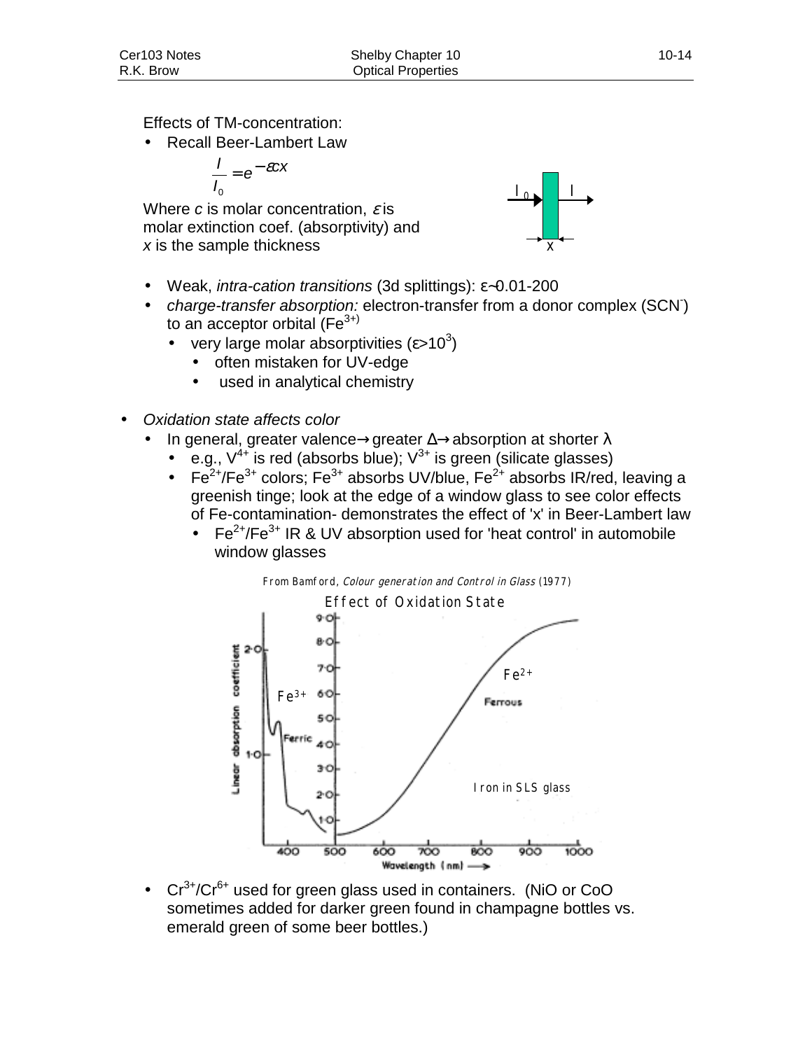Effects of TM-concentration:

- Recall Beer-Lambert Law

$$\frac{I}{I_0} = e^{-\varepsilon c x}$$

Where $c$ is molar concentration, $\varepsilon$ is molar extinction coef. (absorptivity) and $x$ is the sample thickness

- Weak, *intra-cation transitions* (3d splittings): $\varepsilon \sim 0.01\text{-}200$
- *charge-transfer absorption:* electron-transfer from a donor complex ($SCN^-$) to an acceptor orbital ($Fe^{3+}$)
    - very large molar absorptivities ($\varepsilon > 10^3$)
        - often mistaken for UV-edge
        - used in analytical chemistry

- *Oxidation state affects color*
    - In general, greater valence → greater Δ → absorption at shorter λ
        - e.g., $V^{4+}$ is red (absorbs blue); $V^{3+}$ is green (silicate glasses)
        - $Fe^{2+}/Fe^{3+}$ colors; $Fe^{3+}$ absorbs UV/blue, $Fe^{2+}$ absorbs IR/red, leaving a greenish tinge; look at the edge of a window glass to see color effects of Fe-contamination- demonstrates the effect of 'x' in Beer-Lambert law
            - $Fe^{2+}/Fe^{3+}$ IR & UV absorption used for 'heat control' in automobile window glasses

From Bamford, *Colour generation and Control in Glass* (1977)

Effect of Oxidation State

- $Cr^{3+}/Cr^{6+}$ used for green glass used in containers. (NiO or CoO sometimes added for darker green found in champagne bottles vs. emerald green of some beer bottles.)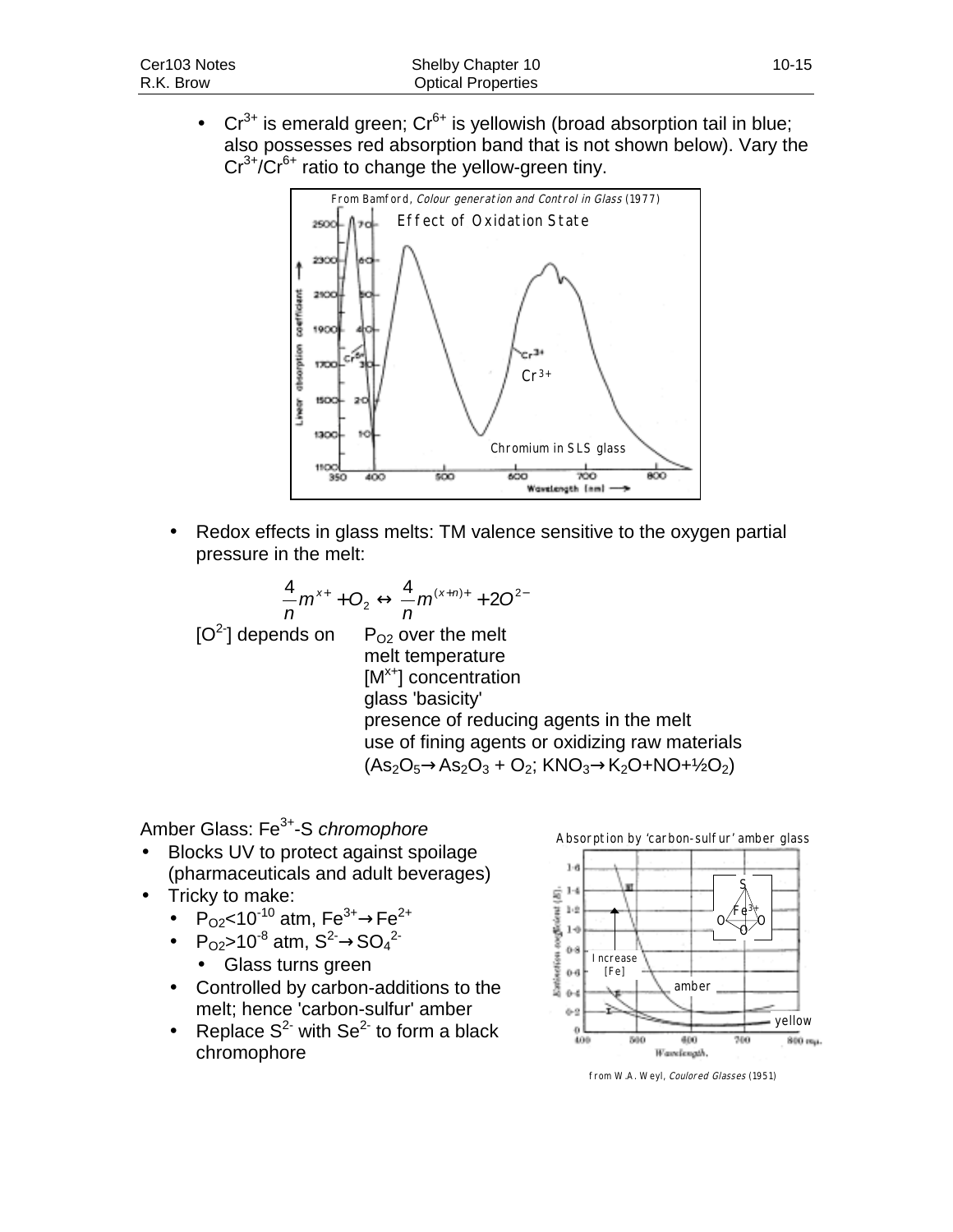- $Cr^{3+}$ is emerald green; $Cr^{6+}$ is yellowish (broad absorption tail in blue; also possesses red absorption band that is not shown below). Vary the $Cr^{3+}/Cr^{6+}$ ratio to change the yellow-green tiny.

- Redox effects in glass melts: TM valence sensitive to the oxygen partial pressure in the melt:

$$\frac{4}{n}m^{x+} + O_2 \leftrightarrow \frac{4}{n}m^{(x+n)+} + 2O^{2-}$$

$[O^{2-}]$ depends on
  - $P_{O2}$ over the melt
  - melt temperature
  - $[M^{x+}]$ concentration
  - glass 'basicity'
  - presence of reducing agents in the melt
  - use of fining agents or oxidizing raw materials ($As_2O_5 \rightarrow As_2O_3 + O_2$; $KNO_3 \rightarrow K_2O + NO + ½O_2$)

Amber Glass: $Fe^{3+}$-S *chromophore*

- Blocks UV to protect against spoilage (pharmaceuticals and adult beverages)
- Tricky to make:
  - $P_{O2} < 10^{-10}$ atm, $Fe^{3+} \rightarrow Fe^{2+}$
  - $P_{O2} > 10^{-8}$ atm, $S^{2-} \rightarrow SO_4^{2-}$
    - Glass turns green
  - Controlled by carbon-additions to the melt; hence 'carbon-sulfur' amber
  - Replace $S^{2-}$ with $Se^{2-}$ to form a black chromophore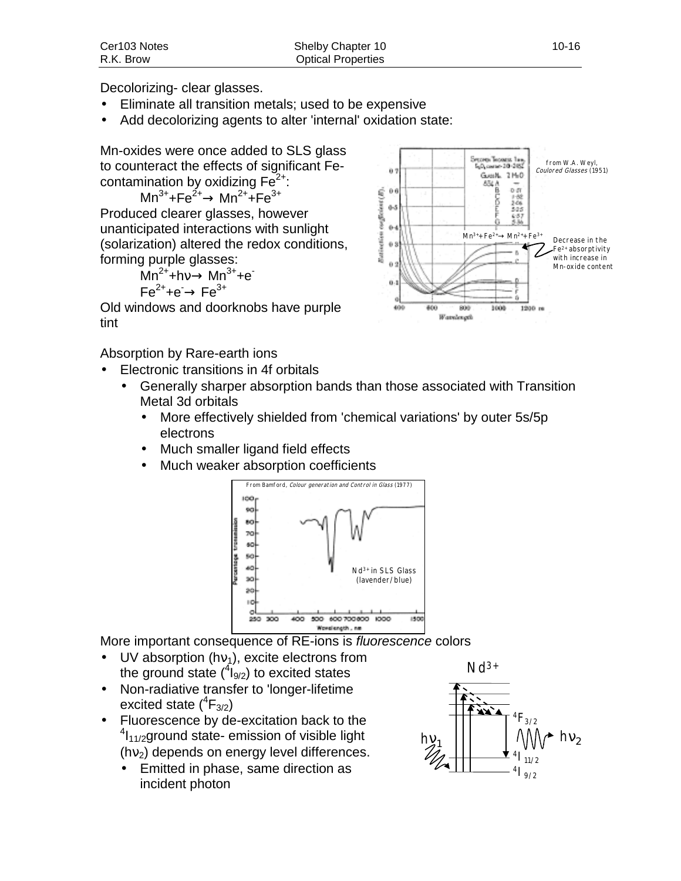Decolorizing- clear glasses.

- Eliminate all transition metals; used to be expensive
- Add decolorizing agents to alter 'internal' oxidation state:

Mn-oxides were once added to SLS glass to counteract the effects of significant Fe-contamination by oxidizing $Fe^{2+}$:

$$Mn^{3+} + Fe^{2+} \rightarrow Mn^{2+} + Fe^{3+}$$

Produced clearer glasses, however unanticipated interactions with sunlight (solarization) altered the redox conditions, forming purple glasses:

$$Mn^{2+} + h\nu \rightarrow Mn^{3+} + e^-$$

$$Fe^{2+} + e^- \rightarrow Fe^{3+}$$

Old windows and doorknobs have purple tint

from W.A. Weyl, *Coloured Glasses* (1951)

$Mn^{3+}+Fe^{2+} \rightarrow Mn^{2+}+Fe^{3+}$

Decrease in the $Fe^{2+}$ absorptivity with increase in Mn-oxide content

Absorption by Rare-earth ions

- Electronic transitions in 4f orbitals
  - Generally sharper absorption bands than those associated with Transition Metal 3d orbitals
    - More effectively shielded from 'chemical variations' by outer 5s/5p electrons
    - Much smaller ligand field effects
    - Much weaker absorption coefficients

From Bamford, *Colour generation and Control in Glass* (1977)

$Nd^{3+}$ in SLS Glass (lavender/blue)

More important consequence of RE-ions is *fluorescence* colors

- UV absorption ($h\nu_1$), excite electrons from the ground state ($^4I_{9/2}$) to excited states
- Non-radiative transfer to 'longer-lifetime excited state ($^4F_{3/2}$)
- Fluorescence by de-excitation back to the $^4I_{11/2}$ground state- emission of visible light ($h\nu_2$) depends on energy level differences.
  - Emitted in phase, same direction as incident photon

$Nd^{3+}$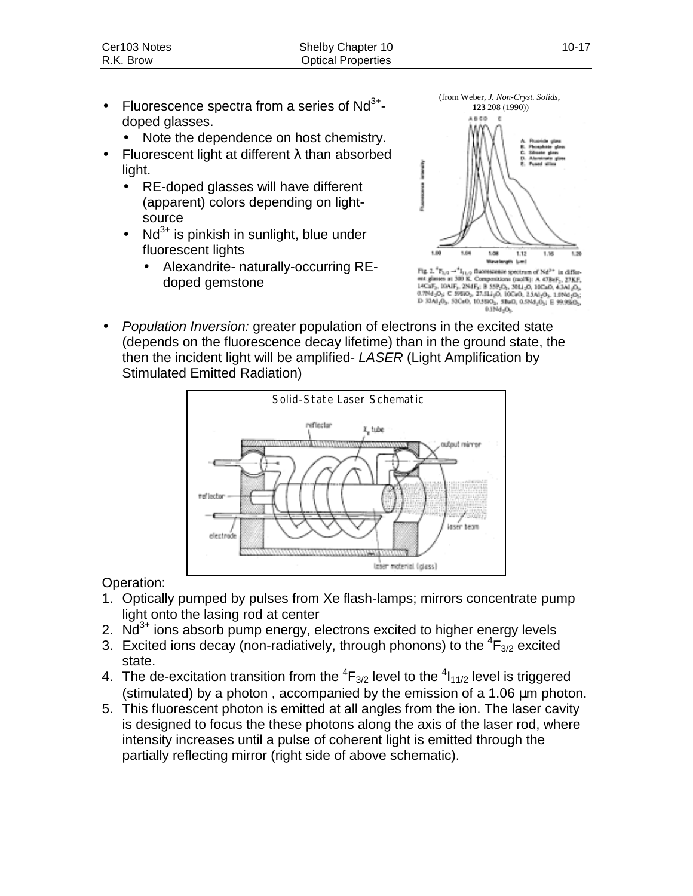- Fluorescence spectra from a series of $Nd^{3+}$-doped glasses.
  - Note the dependence on host chemistry.
- Fluorescent light at different λ than absorbed light.
  - RE-doped glasses will have different (apparent) colors depending on light-source
  - $Nd^{3+}$ is pinkish in sunlight, blue under fluorescent lights
    - Alexandrite- naturally-occurring RE-doped gemstone

(from Weber, *J. Non-Cryst. Solids*, **123** 208 (1990))

Fig. 2. $^4F_{3/2} \rightarrow {}^4I_{11/2}$ fluorescence spectrum of $Nd^{3+}$ in different glasses at 300 K. Compositions (mol%): A 47BeF₂, 27KF, 14CaF₂, 10AlF₃, 2NdF₃; B 55P₂O₅, 30Li₂O, 10CaO, 4.3Al₂O₃, 0.7Nd₂O₃; C 59SiO₂, 27.5Li₂O, 10CaO, 2.5Al₂O₃, 1.0Nd₂O₃; D 30Al₂O₃, 53CaO, 10.55SO₃, 5BaO, 0.5Nd₂O₃; E 99.9SiO₂, 0.1Nd₂O₃.

- *Population Inversion:* greater population of electrons in the excited state (depends on the fluorescence decay lifetime) than in the ground state, the then the incident light will be amplified- *LASER* (Light Amplification by Stimulated Emitted Radiation)

Solid-State Laser Schematic

Operation:

1. Optically pumped by pulses from Xe flash-lamps; mirrors concentrate pump light onto the lasing rod at center
2. $Nd^{3+}$ ions absorb pump energy, electrons excited to higher energy levels
3. Excited ions decay (non-radiatively, through phonons) to the $^4F_{3/2}$ excited state.
4. The de-excitation transition from the $^4F_{3/2}$ level to the $^4I_{11/2}$ level is triggered (stimulated) by a photon , accompanied by the emission of a 1.06 μm photon.
5. This fluorescent photon is emitted at all angles from the ion. The laser cavity is designed to focus the these photons along the axis of the laser rod, where intensity increases until a pulse of coherent light is emitted through the partially reflecting mirror (right side of above schematic).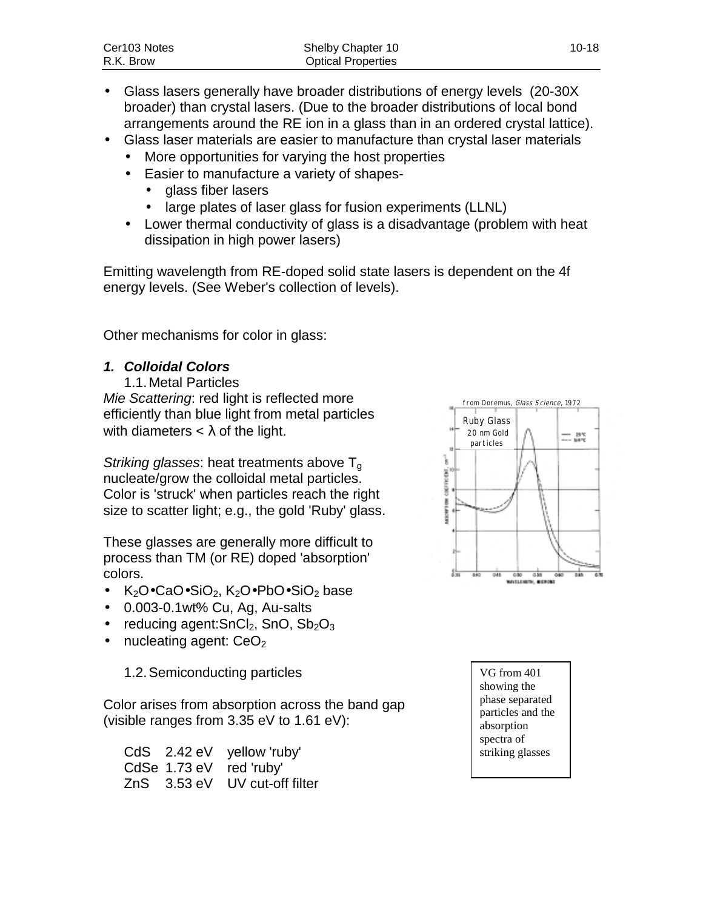- Glass lasers generally have broader distributions of energy levels (20-30X broader) than crystal lasers. (Due to the broader distributions of local bond arrangements around the RE ion in a glass than in an ordered crystal lattice).
- Glass laser materials are easier to manufacture than crystal laser materials
  - More opportunities for varying the host properties
  - Easier to manufacture a variety of shapes-
    - glass fiber lasers
    - large plates of laser glass for fusion experiments (LLNL)
  - Lower thermal conductivity of glass is a disadvantage (problem with heat dissipation in high power lasers)

Emitting wavelength from RE-doped solid state lasers is dependent on the 4f energy levels. (See Weber's collection of levels).

Other mechanisms for color in glass:

### *1. Colloidal Colors*

1.1. Metal Particles

*Mie Scattering*: red light is reflected more efficiently than blue light from metal particles with diameters < λ of the light.

*Striking glasses*: heat treatments above $T_g$ nucleate/grow the colloidal metal particles. Color is 'struck' when particles reach the right size to scatter light; e.g., the gold 'Ruby' glass.

These glasses are generally more difficult to process than TM (or RE) doped 'absorption' colors.

- $K_2O \bullet CaO \bullet SiO_2$, $K_2O \bullet PbO \bullet SiO_2$ base
- 0.003-0.1wt% Cu, Ag, Au-salts
- reducing agent: $SnCl_2$, $SnO$, $Sb_2O_3$
- nucleating agent: $CeO_2$

from Doremus, *Glass Science*, 1972

1.2. Semiconducting particles

Color arises from absorption across the band gap (visible ranges from 3.35 eV to 1.61 eV):

| | | |
|---|---|---|
| CdS | 2.42 eV | yellow 'ruby' |
| CdSe | 1.73 eV | red 'ruby' |
| ZnS | 3.53 eV | UV cut-off filter |

VG from 401 showing the phase separated particles and the absorption spectra of striking glasses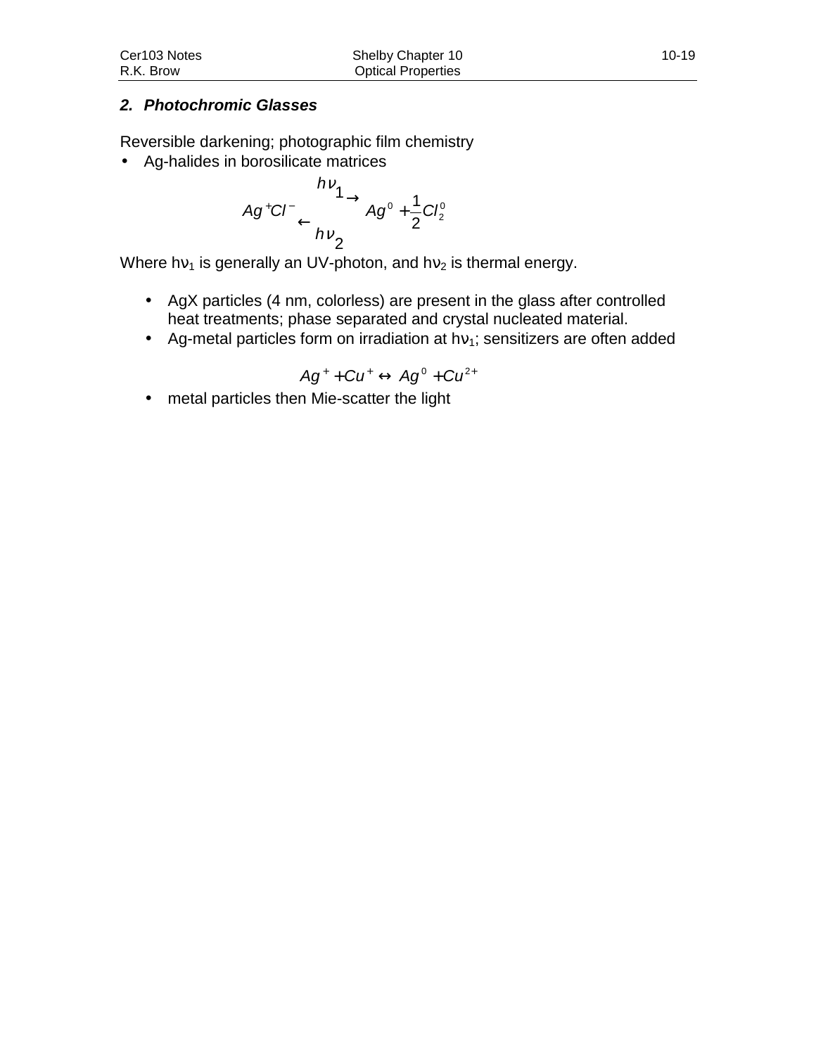### *2. Photochromic Glasses*

Reversible darkening; photographic film chemistry

- Ag-halides in borosilicate matrices

$$Ag^{+}Cl^{-} \underset{h\nu_2}{\overset{h\nu_1}{\rightleftarrows}} Ag^{0} + \frac{1}{2}Cl_2^{0}$$

Where $h\nu_1$ is generally an UV-photon, and $h\nu_2$ is thermal energy.

- AgX particles (4 nm, colorless) are present in the glass after controlled heat treatments; phase separated and crystal nucleated material.
- Ag-metal particles form on irradiation at $h\nu_1$; sensitizers are often added

$$Ag^{+} + Cu^{+} \leftrightarrow Ag^{0} + Cu^{2+}$$

- metal particles then Mie-scatter the light